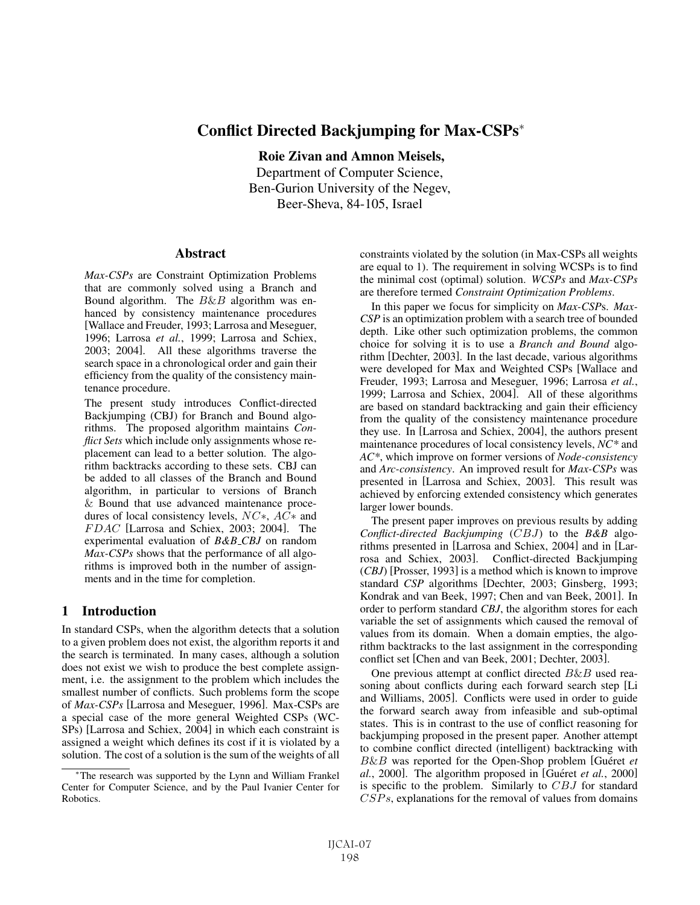# Conflict Directed Backjumping for Max-CSPs*

**Roie Zivan and Amnon Meisels,**
Department of Computer Science,
Ben-Gurion University of the Negev,
Beer-Sheva, 84-105, Israel

## Abstract

*Max-CSPs* are Constraint Optimization Problems that are commonly solved using a Branch and Bound algorithm. The $B\&B$ algorithm was enhanced by consistency maintenance procedures [Wallace and Freuder, 1993; Larrosa and Meseguer, 1996; Larrosa *et al.*, 1999; Larrosa and Schiex, 2003; 2004]. All these algorithms traverse the search space in a chronological order and gain their efficiency from the quality of the consistency maintenance procedure.

The present study introduces Conflict-directed Backjumping (CBJ) for Branch and Bound algorithms. The proposed algorithm maintains *Conflict Sets* which include only assignments whose replacement can lead to a better solution. The algorithm backtracks according to these sets. CBJ can be added to all classes of the Branch and Bound algorithm, in particular to versions of Branch $\&$ Bound that use advanced maintenance procedures of local consistency levels, $NC*$, $AC*$ and $FDAC$ [Larrosa and Schiex, 2003; 2004]. The experimental evaluation of *B&B_CBJ* on random *Max-CSPs* shows that the performance of all algorithms is improved both in the number of assignments and in the time for completion.

## 1 Introduction

In standard CSPs, when the algorithm detects that a solution to a given problem does not exist, the algorithm reports it and the search is terminated. In many cases, although a solution does not exist we wish to produce the best complete assignment, i.e. the assignment to the problem which includes the smallest number of conflicts. Such problems form the scope of *Max-CSPs* [Larrosa and Meseguer, 1996]. Max-CSPs are a special case of the more general Weighted CSPs (WCSPs) [Larrosa and Schiex, 2004] in which each constraint is assigned a weight which defines its cost if it is violated by a solution. The cost of a solution is the sum of the weights of all constraints violated by the solution (in Max-CSPs all weights are equal to 1). The requirement in solving WCSPs is to find the minimal cost (optimal) solution. *WCSPs* and *Max-CSPs* are therefore termed *Constraint Optimization Problems*.

In this paper we focus for simplicity on *Max-CSP*s. *Max-CSP* is an optimization problem with a search tree of bounded depth. Like other such optimization problems, the common choice for solving it is to use a *Branch and Bound* algorithm [Dechter, 2003]. In the last decade, various algorithms were developed for Max and Weighted CSPs [Wallace and Freuder, 1993; Larrosa and Meseguer, 1996; Larrosa *et al.*, 1999; Larrosa and Schiex, 2004]. All of these algorithms are based on standard backtracking and gain their efficiency from the quality of the consistency maintenance procedure they use. In [Larrosa and Schiex, 2004], the authors present maintenance procedures of local consistency levels, *NC** and *AC**, which improve on former versions of *Node-consistency* and *Arc-consistency*. An improved result for *Max-CSPs* was presented in [Larrosa and Schiex, 2003]. This result was achieved by enforcing extended consistency which generates larger lower bounds.

The present paper improves on previous results by adding *Conflict-directed Backjumping* ($CBJ$) to the *B&B* algorithms presented in [Larrosa and Schiex, 2004] and in [Larrosa and Schiex, 2003]. Conflict-directed Backjumping (*CBJ*) [Prosser, 1993] is a method which is known to improve standard *CSP* algorithms [Dechter, 2003; Ginsberg, 1993; Kondrak and van Beek, 1997; Chen and van Beek, 2001]. In order to perform standard *CBJ*, the algorithm stores for each variable the set of assignments which caused the removal of values from its domain. When a domain empties, the algorithm backtracks to the last assignment in the corresponding conflict set [Chen and van Beek, 2001; Dechter, 2003].

One previous attempt at conflict directed $B\&B$ used reasoning about conflicts during each forward search step [Li and Williams, 2005]. Conflicts were used in order to guide the forward search away from infeasible and sub-optimal states. This is in contrast to the use of conflict reasoning for backjumping proposed in the present paper. Another attempt to combine conflict directed (intelligent) backtracking with $B\&B$ was reported for the Open-Shop problem [Guéret *et al.*, 2000]. The algorithm proposed in [Guéret *et al.*, 2000] is specific to the problem. Similarly to $CBJ$ for standard $CSPs$, explanations for the removal of values from domains

---

*The research was supported by the Lynn and William Frankel Center for Computer Science, and by the Paul Ivanier Center for Robotics.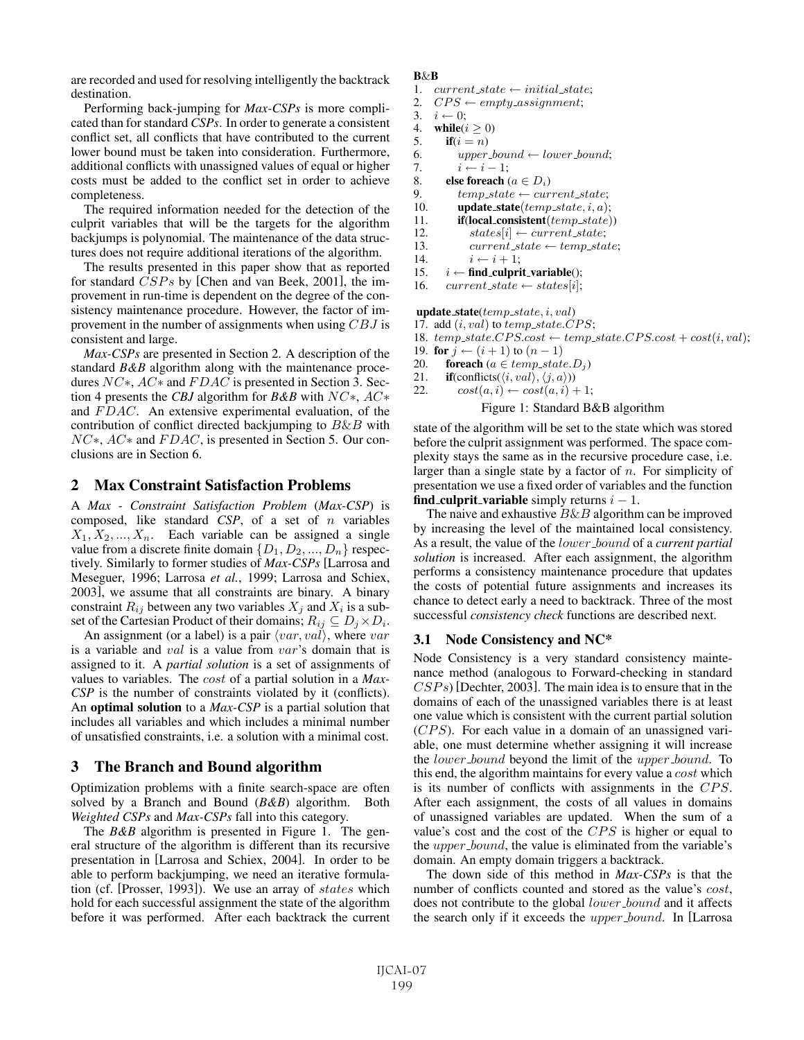are recorded and used for resolving intelligently the backtrack destination.

Performing back-jumping for *Max-CSPs* is more complicated than for standard *CSPs*. In order to generate a consistent conflict set, all conflicts that have contributed to the current lower bound must be taken into consideration. Furthermore, additional conflicts with unassigned values of equal or higher costs must be added to the conflict set in order to achieve completeness.

The required information needed for the detection of the culprit variables that will be the targets for the algorithm backjumps is polynomial. The maintenance of the data structures does not require additional iterations of the algorithm.

The results presented in this paper show that as reported for standard $CSPs$ by [Chen and van Beek, 2001], the improvement in run-time is dependent on the degree of the consistency maintenance procedure. However, the factor of improvement in the number of assignments when using $CBJ$ is consistent and large.

*Max-CSPs* are presented in Section 2. A description of the standard *B&B* algorithm along with the maintenance procedures $NC*$, $AC*$ and $FDAC$ is presented in Section 3. Section 4 presents the *CBJ* algorithm for *B&B* with $NC*$, $AC*$ and $FDAC$. An extensive experimental evaluation, of the contribution of conflict directed backjumping to $B\&B$ with $NC*$, $AC*$ and $FDAC$, is presented in Section 5. Our conclusions are in Section 6.

## 2 Max Constraint Satisfaction Problems

A *Max - Constraint Satisfaction Problem* (*Max-CSP*) is composed, like standard *CSP*, of a set of $n$ variables $X_1, X_2, ..., X_n$. Each variable can be assigned a single value from a discrete finite domain $\{D_1, D_2, ..., D_n\}$ respectively. Similarly to former studies of *Max-CSPs* [Larrosa and Meseguer, 1996; Larrosa *et al.*, 1999; Larrosa and Schiex, 2003], we assume that all constraints are binary. A binary constraint $R_{ij}$ between any two variables $X_j$ and $X_i$ is a subset of the Cartesian Product of their domains; $R_{ij} \subseteq D_j \times D_i$.

An assignment (or a label) is a pair $\langle var, val \rangle$, where $var$ is a variable and $val$ is a value from $var$'s domain that is assigned to it. A *partial solution* is a set of assignments of values to variables. The *cost* of a partial solution in a *Max-CSP* is the number of constraints violated by it (conflicts). An **optimal solution** to a *Max-CSP* is a partial solution that includes all variables and which includes a minimal number of unsatisfied constraints, i.e. a solution with a minimal cost.

## 3 The Branch and Bound algorithm

Optimization problems with a finite search-space are often solved by a Branch and Bound (*B&B*) algorithm. Both *Weighted CSPs* and *Max-CSPs* fall into this category.

The *B&B* algorithm is presented in Figure 1. The general structure of the algorithm is different than its recursive presentation in [Larrosa and Schiex, 2004]. In order to be able to perform backjumping, we need an iterative formulation (cf. [Prosser, 1993]). We use an array of $states$ which hold for each successful assignment the state of the algorithm before it was performed. After each backtrack the current

**B&B**

```
1.  current_state ← initial_state;
2.  CPS ← empty_assignment;
3.  i ← 0;
4.  while(i ≥ 0)
5.     if(i = n)
6.        upper_bound ← lower_bound;
7.        i ← i − 1;
8.     else foreach (a ∈ D_i)
9.        temp_state ← current_state;
10.       update_state(temp_state, i, a);
11.       if(local_consistent(temp_state))
12.          states[i] ← current_state;
13.          current_state ← temp_state;
14.          i ← i + 1;
15.    i ← find_culprit_variable();
16.    current_state ← states[i];

update_state(temp_state, i, val)
17. add (i, val) to temp_state.CPS;
18. temp_state.CPS.cost ← temp_state.CPS.cost + cost(i, val);
19. for j ← (i + 1) to (n − 1)
20.    foreach (a ∈ temp_state.D_j)
21.    if(conflicts(⟨i, val⟩, ⟨j, a⟩))
22.       cost(a, i) ← cost(a, i) + 1;
```

Figure 1: Standard B&B algorithm

state of the algorithm will be set to the state which was stored before the culprit assignment was performed. The space complexity stays the same as in the recursive procedure case, i.e. larger than a single state by a factor of $n$. For simplicity of presentation we use a fixed order of variables and the function **find_culprit_variable** simply returns $i - 1$.

The naive and exhaustive $B\&B$ algorithm can be improved by increasing the level of the maintained local consistency. As a result, the value of the $lower\_bound$ of a *current partial solution* is increased. After each assignment, the algorithm performs a consistency maintenance procedure that updates the costs of potential future assignments and increases its chance to detect early a need to backtrack. Three of the most successful *consistency check* functions are described next.

### 3.1 Node Consistency and NC*

Node Consistency is a very standard consistency maintenance method (analogous to Forward-checking in standard $CSPs$) [Dechter, 2003]. The main idea is to ensure that in the domains of each of the unassigned variables there is at least one value which is consistent with the current partial solution ($CPS$). For each value in a domain of an unassigned variable, one must determine whether assigning it will increase the $lower\_bound$ beyond the limit of the $upper\_bound$. To this end, the algorithm maintains for every value a $cost$ which is its number of conflicts with assignments in the $CPS$. After each assignment, the costs of all values in domains of unassigned variables are updated. When the sum of a value's cost and the cost of the $CPS$ is higher or equal to the $upper\_bound$, the value is eliminated from the variable's domain. An empty domain triggers a backtrack.

The down side of this method in *Max-CSPs* is that the number of conflicts counted and stored as the value's $cost$, does not contribute to the global $lower\_bound$ and it affects the search only if it exceeds the $upper\_bound$. In [Larrosa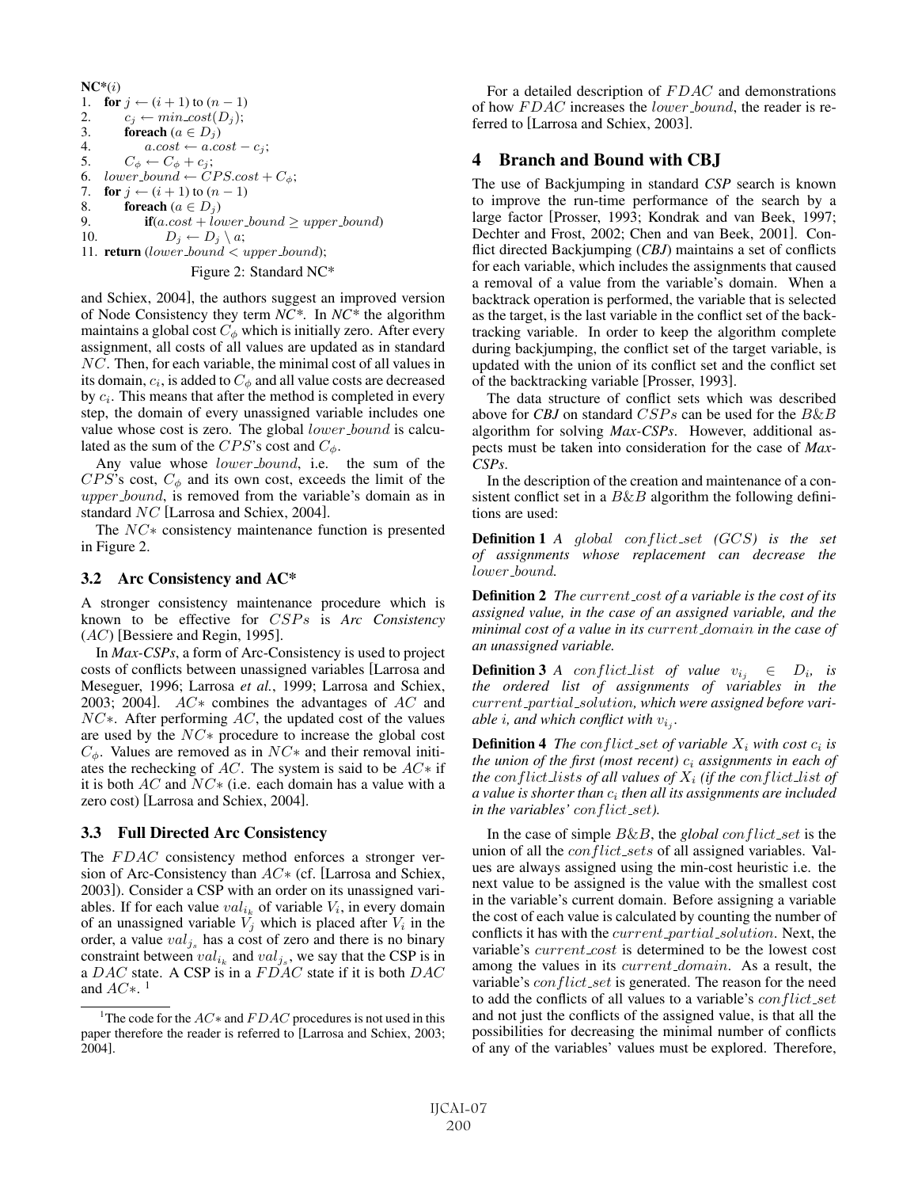**NC*(i)**

```
NC*(i)
1.  for j ← (i + 1) to (n − 1)
2.      c_j ← min_cost(D_j);
3.      foreach (a ∈ D_j)
4.          a.cost ← a.cost − c_j;
5.      C_φ ← C_φ + c_j;
6.  lower_bound ← CPS.cost + C_φ;
7.  for j ← (i + 1) to (n − 1)
8.      foreach (a ∈ D_j)
9.          if(a.cost + lower_bound ≥ upper_bound)
10.             D_j ← D_j \ a;
11. return (lower_bound < upper_bound);
```

Figure 2: Standard NC*

and Schiex, 2004], the authors suggest an improved version of Node Consistency they term *NC\**. In *NC\** the algorithm maintains a global cost $C_\phi$ which is initially zero. After every assignment, all costs of all values are updated as in standard $NC$. Then, for each variable, the minimal cost of all values in its domain, $c_i$, is added to $C_\phi$ and all value costs are decreased by $c_i$. This means that after the method is completed in every step, the domain of every unassigned variable includes one value whose cost is zero. The global $lower\_bound$ is calculated as the sum of the $CPS$'s cost and $C_\phi$.

Any value whose $lower\_bound$, i.e. the sum of the $CPS$'s cost, $C_\phi$ and its own cost, exceeds the limit of the $upper\_bound$, is removed from the variable's domain as in standard $NC$ [Larrosa and Schiex, 2004].

The $NC*$ consistency maintenance function is presented in Figure 2.

### 3.2 Arc Consistency and AC*

A stronger consistency maintenance procedure which is known to be effective for $CSPs$ is *Arc Consistency* ($AC$) [Bessiere and Regin, 1995].

In *Max-CSPs*, a form of Arc-Consistency is used to project costs of conflicts between unassigned variables [Larrosa and Meseguer, 1996; Larrosa *et al.*, 1999; Larrosa and Schiex, 2003; 2004]. $AC*$ combines the advantages of $AC$ and $NC*$. After performing $AC$, the updated cost of the values are used by the $NC*$ procedure to increase the global cost $C_\phi$. Values are removed as in $NC*$ and their removal initiates the rechecking of $AC$. The system is said to be $AC*$ if it is both $AC$ and $NC*$ (i.e. each domain has a value with a zero cost) [Larrosa and Schiex, 2004].

### 3.3 Full Directed Arc Consistency

The $FDAC$ consistency method enforces a stronger version of Arc-Consistency than $AC*$ (cf. [Larrosa and Schiex, 2003]). Consider a CSP with an order on its unassigned variables. If for each value $val_{i_k}$ of variable $V_i$, in every domain of an unassigned variable $V_j$ which is placed after $V_i$ in the order, a value $val_{j_s}$ has a cost of zero and there is no binary constraint between $val_{i_k}$ and $val_{j_s}$, we say that the CSP is in a $DAC$ state. A CSP is in a $FDAC$ state if it is both $DAC$ and $AC*$. [1]

[1] The code for the $AC*$ and $FDAC$ procedures is not used in this paper therefore the reader is referred to [Larrosa and Schiex, 2003; 2004].

For a detailed description of $FDAC$ and demonstrations of how $FDAC$ increases the $lower\_bound$, the reader is referred to [Larrosa and Schiex, 2003].

## 4 Branch and Bound with CBJ

The use of Backjumping in standard *CSP* search is known to improve the run-time performance of the search by a large factor [Prosser, 1993; Kondrak and van Beek, 1997; Dechter and Frost, 2002; Chen and van Beek, 2001]. Conflict directed Backjumping (*CBJ*) maintains a set of conflicts for each variable, which includes the assignments that caused a removal of a value from the variable's domain. When a backtrack operation is performed, the variable that is selected as the target, is the last variable in the conflict set of the backtracking variable. In order to keep the algorithm complete during backjumping, the conflict set of the target variable, is updated with the union of its conflict set and the conflict set of the backtracking variable [Prosser, 1993].

The data structure of conflict sets which was described above for *CBJ* on standard $CSPs$ can be used for the $B\&B$ algorithm for solving *Max-CSPs*. However, additional aspects must be taken into consideration for the case of *Max-CSPs*.

In the description of the creation and maintenance of a consistent conflict set in a $B\&B$ algorithm the following definitions are used:

**Definition 1** *A $global\ conflict\_set$ (GCS) is the set of assignments whose replacement can decrease the $lower\_bound$.*

**Definition 2** *The $current\_cost$ of a variable is the cost of its assigned value, in the case of an assigned variable, and the minimal cost of a value in its $current\_domain$ in the case of an unassigned variable.*

**Definition 3** *A $conflict\_list$ of value $v_{i_j} \in D_i$, is the ordered list of assignments of variables in the $current\_partial\_solution$, which were assigned before variable $i$, and which conflict with $v_{i_j}$.*

**Definition 4** *The $conflict\_set$ of variable $X_i$ with cost $c_i$ is the union of the first (most recent) $c_i$ assignments in each of the $conflict\_lists$ of all values of $X_i$ (if the $conflict\_list$ of a value is shorter than $c_i$ then all its assignments are included in the variables' $conflict\_set$).*

In the case of simple $B\&B$, the *global* $conflict\_set$ is the union of all the $conflict\_sets$ of all assigned variables. Values are always assigned using the min-cost heuristic i.e. the next value to be assigned is the value with the smallest cost in the variable's current domain. Before assigning a variable the cost of each value is calculated by counting the number of conflicts it has with the $current\_partial\_solution$. Next, the variable's $current\_cost$ is determined to be the lowest cost among the values in its $current\_domain$. As a result, the variable's $conflict\_set$ is generated. The reason for the need to add the conflicts of all values to a variable's $conflict\_set$ and not just the conflicts of the assigned value, is that all the possibilities for decreasing the minimal number of conflicts of any of the variables' values must be explored. Therefore,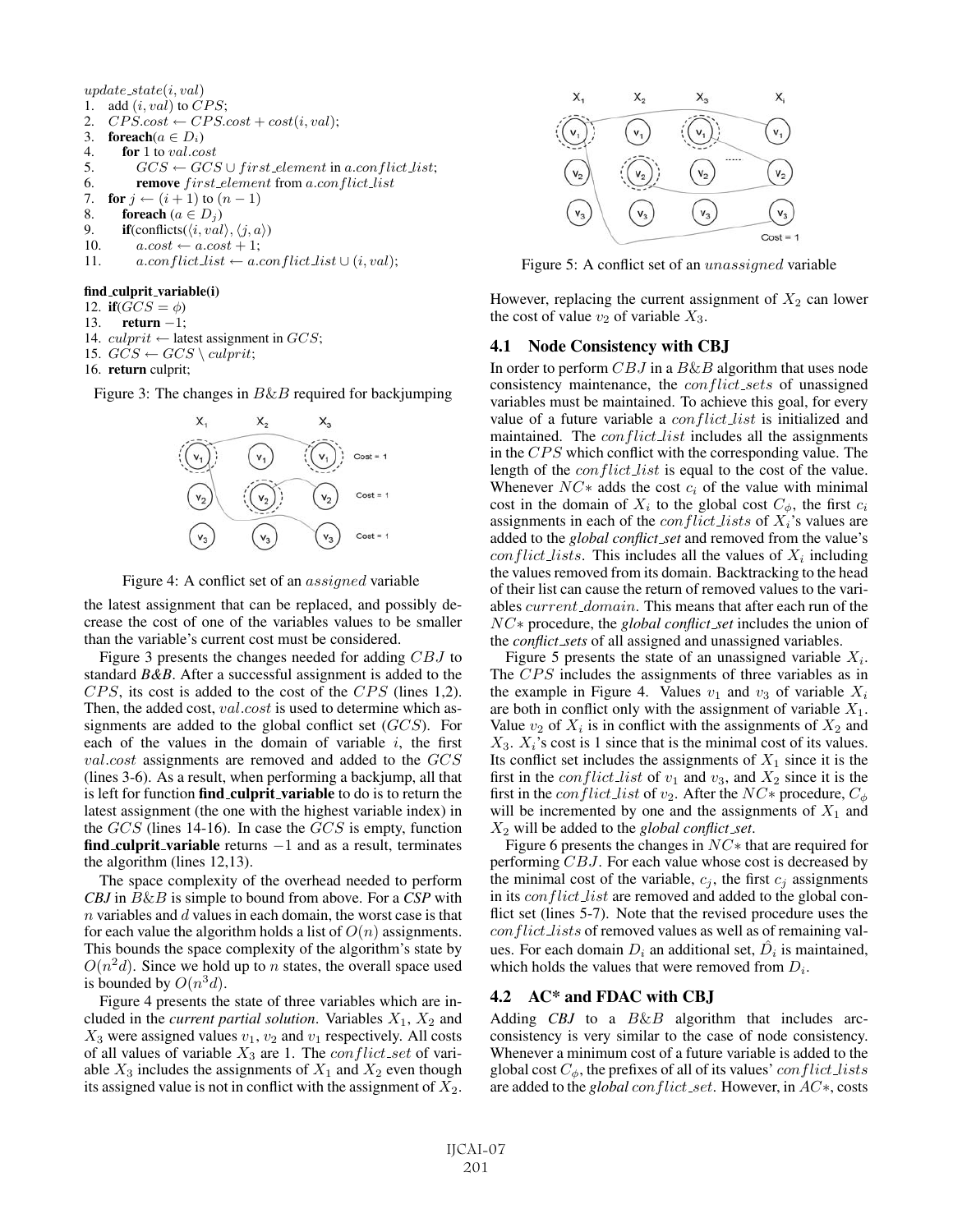```
update_state(i, val)
1.  add (i, val) to CPS;
2.  CPS.cost ← CPS.cost + cost(i, val);
3.  foreach(a ∈ D_i)
4.     for 1 to val.cost
5.        GCS ← GCS ∪ first_element in a.conflict_list;
6.        remove first_element from a.conflict_list
7.  for j ← (i + 1) to (n − 1)
8.     foreach (a ∈ D_j)
9.     if(conflicts(⟨i, val⟩, ⟨j, a⟩)
10.       a.cost ← a.cost + 1;
11.       a.conflict_list ← a.conflict_list ∪ (i, val);

find_culprit_variable(i)
12. if(GCS = φ)
13.    return −1;
14. culprit ← latest assignment in GCS;
15. GCS ← GCS \ culprit;
16. return culprit;
```

Figure 3: The changes in $B\&B$ required for backjumping

Figure 4: A conflict set of an *assigned* variable

the latest assignment that can be replaced, and possibly decrease the cost of one of the variables values to be smaller than the variable's current cost must be considered.

Figure 3 presents the changes needed for adding $CBJ$ to standard ***B&B***. After a successful assignment is added to the $CPS$, its cost is added to the cost of the $CPS$ (lines 1,2). Then, the added cost, $val.cost$ is used to determine which assignments are added to the global conflict set ($GCS$). For each of the values in the domain of variable $i$, the first $val.cost$ assignments are removed and added to the $GCS$ (lines 3-6). As a result, when performing a backjump, all that is left for function **find_culprit_variable** to do is to return the latest assignment (the one with the highest variable index) in the $GCS$ (lines 14-16). In case the $GCS$ is empty, function **find_culprit_variable** returns $-1$ and as a result, terminates the algorithm (lines 12,13).

The space complexity of the overhead needed to perform ***CBJ*** in $B\&B$ is simple to bound from above. For a ***CSP*** with $n$ variables and $d$ values in each domain, the worst case is that for each value the algorithm holds a list of $O(n)$ assignments. This bounds the space complexity of the algorithm's state by $O(n^2 d)$. Since we hold up to $n$ states, the overall space used is bounded by $O(n^3 d)$.

Figure 4 presents the state of three variables which are included in the *current partial solution*. Variables $X_1$, $X_2$ and $X_3$ were assigned values $v_1$, $v_2$ and $v_1$ respectively. All costs of all values of variable $X_3$ are 1. The $conflict\_set$ of variable $X_3$ includes the assignments of $X_1$ and $X_2$ even though its assigned value is not in conflict with the assignment of $X_2$.

Figure 5: A conflict set of an *unassigned* variable

However, replacing the current assignment of $X_2$ can lower the cost of value $v_2$ of variable $X_3$.

## 4.1 Node Consistency with CBJ

In order to perform $CBJ$ in a $B\&B$ algorithm that uses node consistency maintenance, the $conflict\_sets$ of unassigned variables must be maintained. To achieve this goal, for every value of a future variable a $conflict\_list$ is initialized and maintained. The $conflict\_list$ includes all the assignments in the $CPS$ which conflict with the corresponding value. The length of the $conflict\_list$ is equal to the cost of the value. Whenever $NC*$ adds the cost $c_i$ of the value with minimal cost in the domain of $X_i$ to the global cost $C_\phi$, the first $c_i$ assignments in each of the $conflict\_lists$ of $X_i$'s values are added to the ***global conflict_set*** and removed from the value's $conflict\_lists$. This includes all the values of $X_i$ including the values removed from its domain. Backtracking to the head of their list can cause the return of removed values to the variables $current\_domain$. This means that after each run of the $NC*$ procedure, the ***global conflict_set*** includes the union of the ***conflict_sets*** of all assigned and unassigned variables.

Figure 5 presents the state of an unassigned variable $X_i$. The $CPS$ includes the assignments of three variables as in the example in Figure 4. Values $v_1$ and $v_3$ of variable $X_i$ are both in conflict only with the assignment of variable $X_1$. Value $v_2$ of $X_i$ is in conflict with the assignments of $X_2$ and $X_3$. $X_i$'s cost is 1 since that is the minimal cost of its values. Its conflict set includes the assignments of $X_1$ since it is the first in the $conflict\_list$ of $v_1$ and $v_3$, and $X_2$ since it is the first in the $conflict\_list$ of $v_2$. After the $NC*$ procedure, $C_\phi$ will be incremented by one and the assignments of $X_1$ and $X_2$ will be added to the ***global conflict_set***.

Figure 6 presents the changes in $NC*$ that are required for performing $CBJ$. For each value whose cost is decreased by the minimal cost of the variable, $c_j$, the first $c_j$ assignments in its $conflict\_list$ are removed and added to the global conflict set (lines 5-7). Note that the revised procedure uses the $conflict\_lists$ of removed values as well as of remaining values. For each domain $D_i$ an additional set, $\hat{D}_i$ is maintained, which holds the values that were removed from $D_i$.

## 4.2 AC* and FDAC with CBJ

Adding ***CBJ*** to a $B\&B$ algorithm that includes arc-consistency is very similar to the case of node consistency. Whenever a minimum cost of a future variable is added to the global cost $C_\phi$, the prefixes of all of its values' $conflict\_lists$ are added to the ***global*** $conflict\_set$. However, in $AC*$, costs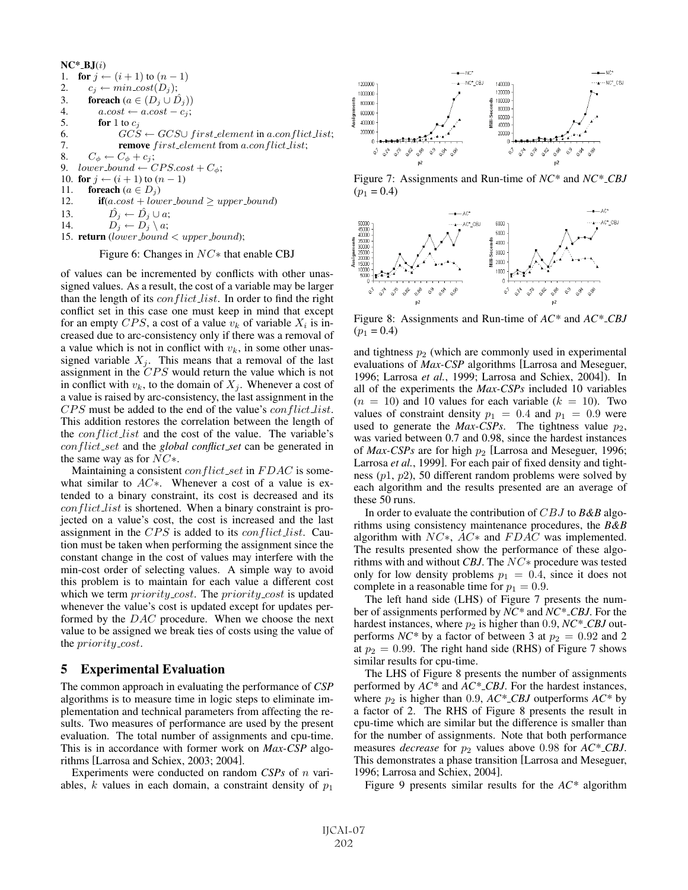**NC*_BJ**($i$)

```
1.  for j ← (i + 1) to (n − 1)
2.     c_j ← min_cost(D_j);
3.     foreach (a ∈ (D_j ∪ D̂_j))
4.        a.cost ← a.cost − c_j;
5.        for 1 to c_j
6.           GCS ← GCS ∪ first_element in a.conflict_list;
7.           remove first_element from a.conflict_list;
8.     C_φ ← C_φ + c_j;
9.  lower_bound ← CPS.cost + C_φ;
10. for j ← (i + 1) to (n − 1)
11.    foreach (a ∈ D_j)
12.       if(a.cost + lower_bound ≥ upper_bound)
13.          D̂_j ← D̂_j ∪ a;
14.          D_j ← D_j \ a;
15. return (lower_bound < upper_bound);
```

Figure 6: Changes in $NC*$ that enable CBJ

of values can be incremented by conflicts with other unassigned values. As a result, the cost of a variable may be larger than the length of its $conflict\_list$. In order to find the right conflict set in this case one must keep in mind that except for an empty $CPS$, a cost of a value $v_k$ of variable $X_i$ is increased due to arc-consistency only if there was a removal of a value which is not in conflict with $v_k$, in some other unassigned variable $X_j$. This means that a removal of the last assignment in the $CPS$ would return the value which is not in conflict with $v_k$, to the domain of $X_j$. Whenever a cost of a value is raised by arc-consistency, the last assignment in the $CPS$ must be added to the end of the value's $conflict\_list$. This addition restores the correlation between the length of the $conflict\_list$ and the cost of the value. The variable's $conflict\_set$ and the *global conflict_set* can be generated in the same way as for $NC*$.

Maintaining a consistent $conflict\_set$ in $FDAC$ is somewhat similar to $AC*$. Whenever a cost of a value is extended to a binary constraint, its cost is decreased and its $conflict\_list$ is shortened. When a binary constraint is projected on a value's cost, the cost is increased and the last assignment in the $CPS$ is added to its $conflict\_list$. Caution must be taken when performing the assignment since the constant change in the cost of values may interfere with the min-cost order of selecting values. A simple way to avoid this problem is to maintain for each value a different cost which we term $priority\_cost$. The $priority\_cost$ is updated whenever the value's cost is updated except for updates performed by the $DAC$ procedure. When we choose the next value to be assigned we break ties of costs using the value of the $priority\_cost$.

## 5 Experimental Evaluation

The common approach in evaluating the performance of ***CSP*** algorithms is to measure time in logic steps to eliminate implementation and technical parameters from affecting the results. Two measures of performance are used by the present evaluation. The total number of assignments and cpu-time. This is in accordance with former work on ***Max-CSP*** algorithms [Larrosa and Schiex, 2003; 2004].

Experiments were conducted on random ***CSPs*** of $n$ variables, $k$ values in each domain, a constraint density of $p_1$ and tightness $p_2$ (which are commonly used in experimental evaluations of ***Max-CSP*** algorithms [Larrosa and Meseguer, 1996; Larrosa *et al.*, 1999; Larrosa and Schiex, 2004]). In all of the experiments the ***Max-CSPs*** included 10 variables ($n = 10$) and 10 values for each variable ($k = 10$). Two values of constraint density $p_1 = 0.4$ and $p_1 = 0.9$ were used to generate the ***Max-CSPs***. The tightness value $p_2$, was varied between 0.7 and 0.98, since the hardest instances of ***Max-CSPs*** are for high $p_2$ [Larrosa and Meseguer, 1996; Larrosa *et al.*, 1999]. For each pair of fixed density and tightness ($p1$, $p2$), 50 different random problems were solved by each algorithm and the results presented are an average of these 50 runs.

In order to evaluate the contribution of $CBJ$ to ***B&B*** algorithms using consistency maintenance procedures, the ***B&B*** algorithm with $NC*$, $AC*$ and $FDAC$ was implemented. The results presented show the performance of these algorithms with and without ***CBJ***. The $NC*$ procedure was tested only for low density problems $p_1 = 0.4$, since it does not complete in a reasonable time for $p_1 = 0.9$.

The left hand side (LHS) of Figure 7 presents the number of assignments performed by ***NC**** and ***NC*_CBJ***. For the hardest instances, where $p_2$ is higher than 0.9, ***NC*_CBJ*** outperforms ***NC**** by a factor of between 3 at $p_2 = 0.92$ and 2 at $p_2 = 0.99$. The right hand side (RHS) of Figure 7 shows similar results for cpu-time.

The LHS of Figure 8 presents the number of assignments performed by ***AC**** and ***AC*_CBJ***. For the hardest instances, where $p_2$ is higher than 0.9, ***AC*_CBJ*** outperforms ***AC**** by a factor of 2. The RHS of Figure 8 presents the result in cpu-time which are similar but the difference is smaller than for the number of assignments. Note that both performance measures *decrease* for $p_2$ values above 0.98 for ***AC*_CBJ***. This demonstrates a phase transition [Larrosa and Meseguer, 1996; Larrosa and Schiex, 2004].

Figure 9 presents similar results for the ***AC**** algorithm

Figure 7: Assignments and Run-time of ***NC**** and ***NC*_CBJ*** ($p_1 = 0.4$)

Figure 8: Assignments and Run-time of ***AC**** and ***AC*_CBJ*** ($p_1 = 0.4$)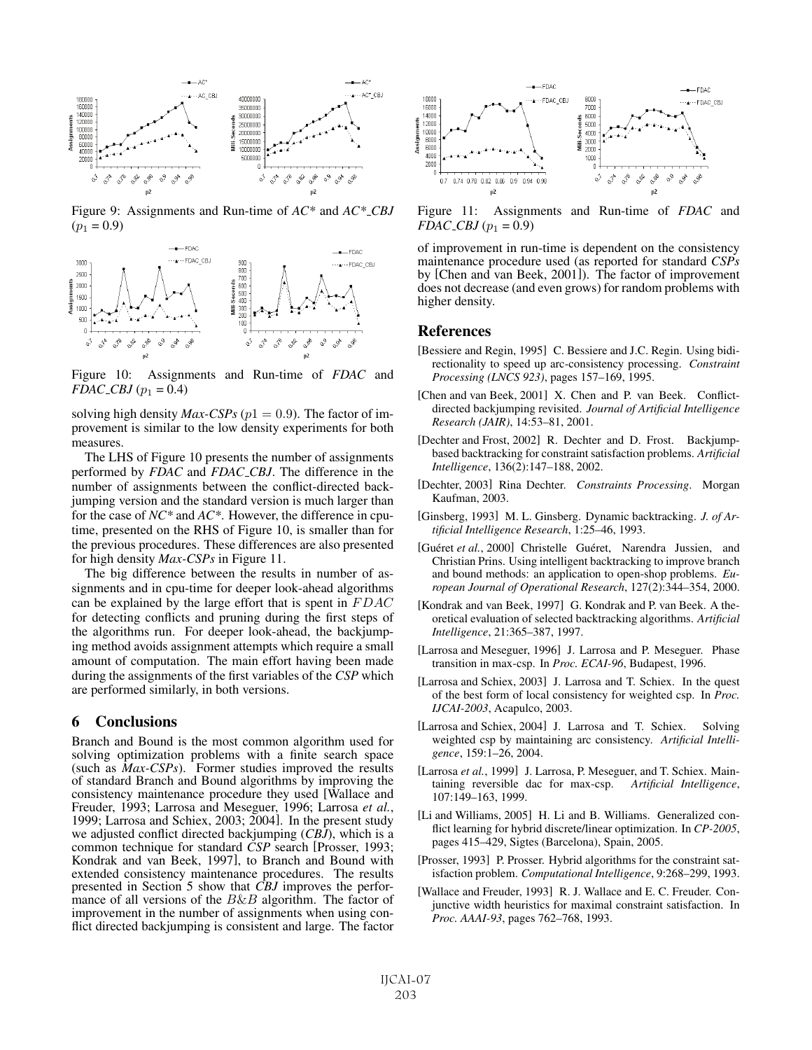AC*

AC_CBJ

Assignments

180000 160000 140000 120000 100000 80000 60000 40000 20000 0

0.7 0.74 0.78 0.82 0.86 0.9 0.94 0.98

p2

AC*

AC*_CBJ

Milli Seconds

40000000 35000000 30000000 25000000 20000000 15000000 10000000 5000000 0

0.7 0.74 0.78 0.82 0.86 0.9 0.94 0.98

p2

Figure 9: Assignments and Run-time of *AC** and *AC*_CBJ* ($p_1$ = 0.9)

FDAC

FDAC_CBJ

Assignments

3000 2500 2000 1500 1000 500 0

0.7 0.74 0.78 0.82 0.86 0.9 0.94 0.98

p2

FDAC

FDAC_CBJ

Milli Seconds

900 800 700 600 500 400 300 200 100 0

0.7 0.74 0.78 0.82 0.86 0.9 0.94 0.98

p2

Figure 10: Assignments and Run-time of *FDAC* and *FDAC_CBJ* ($p_1$ = 0.4)

solving high density *Max-CSPs* ($p1 = 0.9$). The factor of improvement is similar to the low density experiments for both measures.

The LHS of Figure 10 presents the number of assignments performed by *FDAC* and *FDAC_CBJ*. The difference in the number of assignments between the conflict-directed backjumping version and the standard version is much larger than for the case of *NC** and *AC**. However, the difference in cputime, presented on the RHS of Figure 10, is smaller than for the previous procedures. These differences are also presented for high density *Max-CSPs* in Figure 11.

The big difference between the results in number of assignments and in cpu-time for deeper look-ahead algorithms can be explained by the large effort that is spent in $FDAC$ for detecting conflicts and pruning during the first steps of the algorithms run. For deeper look-ahead, the backjumping method avoids assignment attempts which require a small amount of computation. The main effort having been made during the assignments of the first variables of the *CSP* which are performed similarly, in both versions.

## 6 Conclusions

Branch and Bound is the most common algorithm used for solving optimization problems with a finite search space (such as *Max-CSPs*). Former studies improved the results of standard Branch and Bound algorithms by improving the consistency maintenance procedure they used [Wallace and Freuder, 1993; Larrosa and Meseguer, 1996; Larrosa *et al.*, 1999; Larrosa and Schiex, 2003; 2004]. In the present study we adjusted conflict directed backjumping (*CBJ*), which is a common technique for standard *CSP* search [Prosser, 1993; Kondrak and van Beek, 1997], to Branch and Bound with extended consistency maintenance procedures. The results presented in Section 5 show that *CBJ* improves the performance of all versions of the $B\&B$ algorithm. The factor of improvement in the number of assignments when using conflict directed backjumping is consistent and large. The factor

FDAC

FDAC_CBJ

Assignments

18000 16000 14000 12000 10000 8000 6000 4000 2000 0

0.7 0.74 0.78 0.82 0.86 0.9 0.94 0.98

p2

FDAC

FDAC_CBJ

Milli Seconds

8000 7000 6000 5000 4000 3000 2000 1000 0

0.7 0.74 0.78 0.82 0.86 0.9 0.94 0.98

p2

Figure 11: Assignments and Run-time of *FDAC* and *FDAC_CBJ* ($p_1$ = 0.9)

of improvement in run-time is dependent on the consistency maintenance procedure used (as reported for standard *CSPs* by [Chen and van Beek, 2001]). The factor of improvement does not decrease (and even grows) for random problems with higher density.

## References

[Bessiere and Regin, 1995] C. Bessiere and J.C. Regin. Using bidirectionality to speed up arc-consistency processing. *Constraint Processing (LNCS 923)*, pages 157–169, 1995.

[Chen and van Beek, 2001] X. Chen and P. van Beek. Conflict-directed backjumping revisited. *Journal of Artificial Intelligence Research (JAIR)*, 14:53–81, 2001.

[Dechter and Frost, 2002] R. Dechter and D. Frost. Backjump-based backtracking for constraint satisfaction problems. *Artificial Intelligence*, 136(2):147–188, 2002.

[Dechter, 2003] Rina Dechter. *Constraints Processing*. Morgan Kaufman, 2003.

[Ginsberg, 1993] M. L. Ginsberg. Dynamic backtracking. *J. of Artificial Intelligence Research*, 1:25–46, 1993.

[Guéret *et al.*, 2000] Christelle Guéret, Narendra Jussien, and Christian Prins. Using intelligent backtracking to improve branch and bound methods: an application to open-shop problems. *European Journal of Operational Research*, 127(2):344–354, 2000.

[Kondrak and van Beek, 1997] G. Kondrak and P. van Beek. A theoretical evaluation of selected backtracking algorithms. *Artificial Intelligence*, 21:365–387, 1997.

[Larrosa and Meseguer, 1996] J. Larrosa and P. Meseguer. Phase transition in max-csp. In *Proc. ECAI-96*, Budapest, 1996.

[Larrosa and Schiex, 2003] J. Larrosa and T. Schiex. In the quest of the best form of local consistency for weighted csp. In *Proc. IJCAI-2003*, Acapulco, 2003.

[Larrosa and Schiex, 2004] J. Larrosa and T. Schiex. Solving weighted csp by maintaining arc consistency. *Artificial Intelligence*, 159:1–26, 2004.

[Larrosa *et al.*, 1999] J. Larrosa, P. Meseguer, and T. Schiex. Maintaining reversible dac for max-csp. *Artificial Intelligence*, 107:149–163, 1999.

[Li and Williams, 2005] H. Li and B. Williams. Generalized conflict learning for hybrid discrete/linear optimization. In *CP-2005*, pages 415–429, Sigtes (Barcelona), Spain, 2005.

[Prosser, 1993] P. Prosser. Hybrid algorithms for the constraint satisfaction problem. *Computational Intelligence*, 9:268–299, 1993.

[Wallace and Freuder, 1993] R. J. Wallace and E. C. Freuder. Conjunctive width heuristics for maximal constraint satisfaction. In *Proc. AAAI-93*, pages 762–768, 1993.